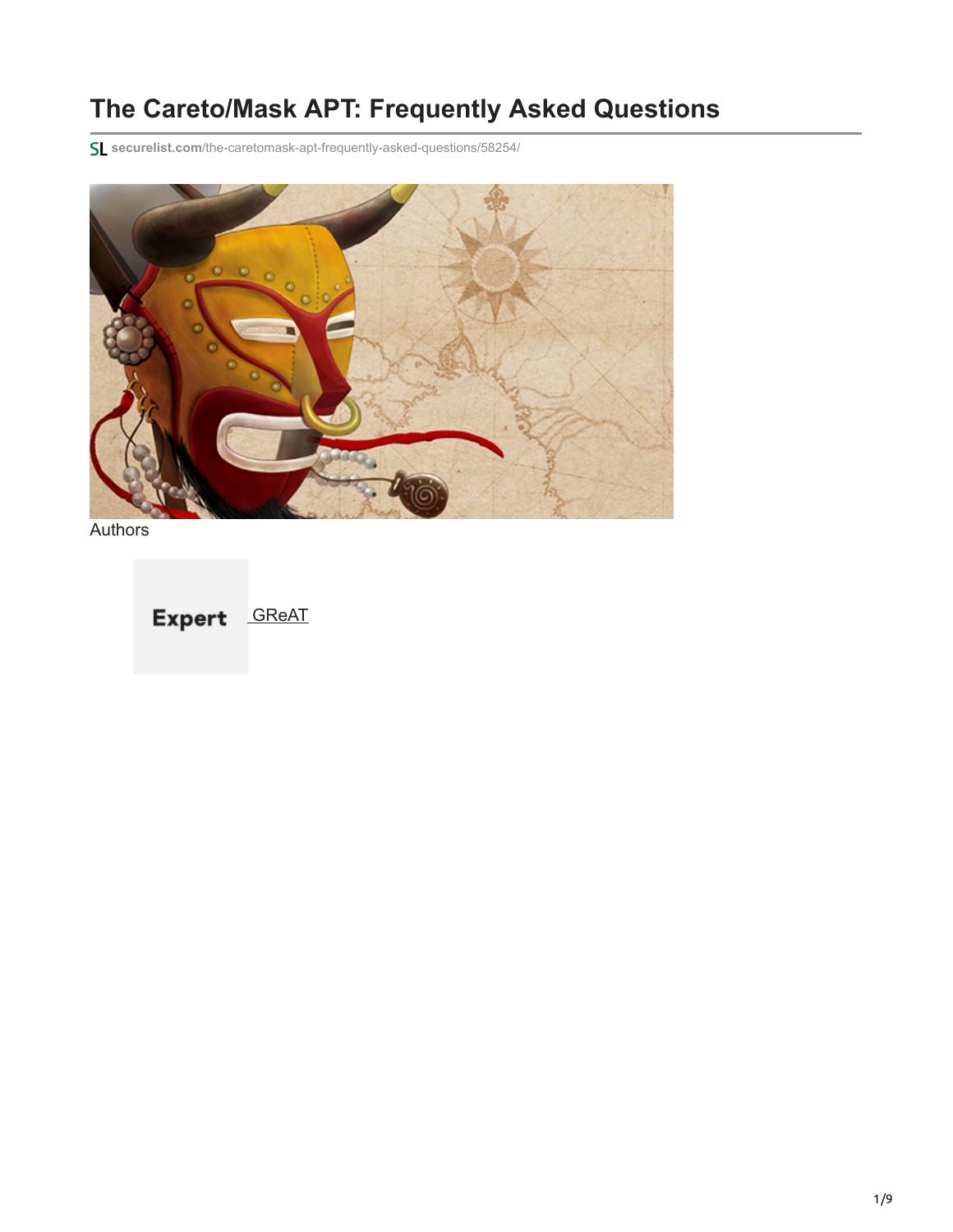# The Careto/Mask APT: Frequently Asked Questions

securelist.com/the-caretomask-apt-frequently-asked-questions/58254/

Authors

Expert GReAT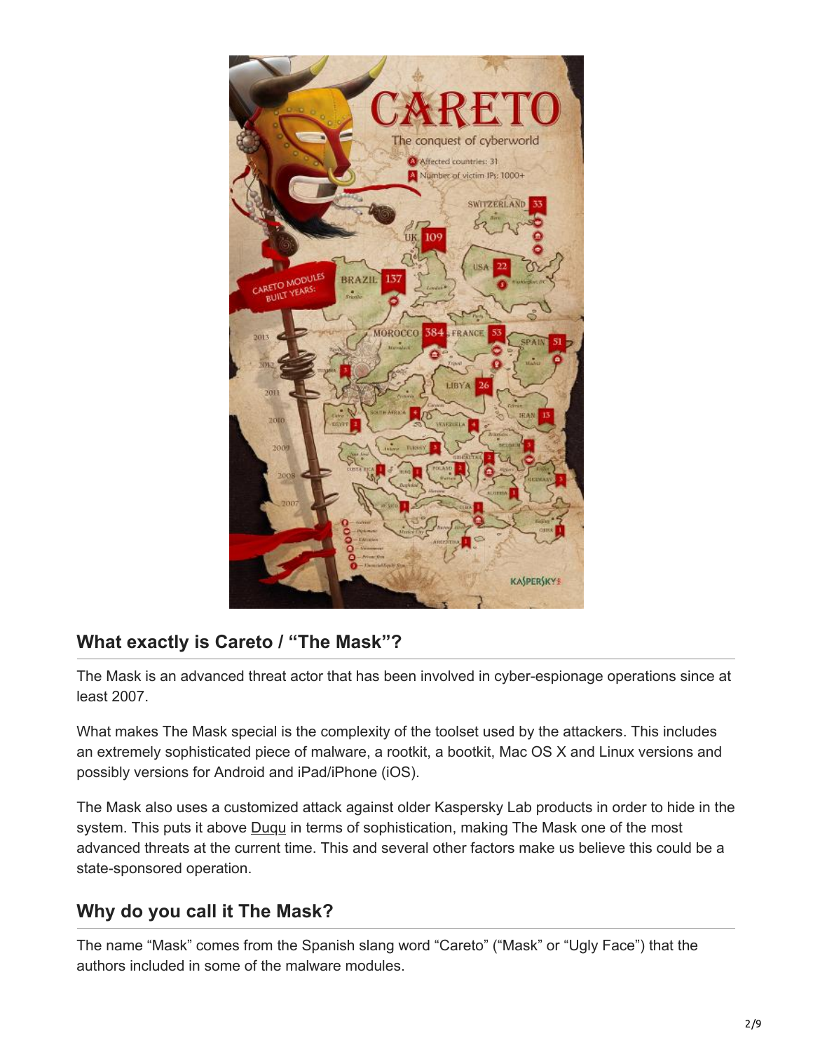## What exactly is Careto / "The Mask"?

The Mask is an advanced threat actor that has been involved in cyber-espionage operations since at least 2007.

What makes The Mask special is the complexity of the toolset used by the attackers. This includes an extremely sophisticated piece of malware, a rootkit, a bootkit, Mac OS X and Linux versions and possibly versions for Android and iPad/iPhone (iOS).

The Mask also uses a customized attack against older Kaspersky Lab products in order to hide in the system. This puts it above Duqu in terms of sophistication, making The Mask one of the most advanced threats at the current time. This and several other factors make us believe this could be a state-sponsored operation.

## Why do you call it The Mask?

The name "Mask" comes from the Spanish slang word "Careto" ("Mask" or "Ugly Face") that the authors included in some of the malware modules.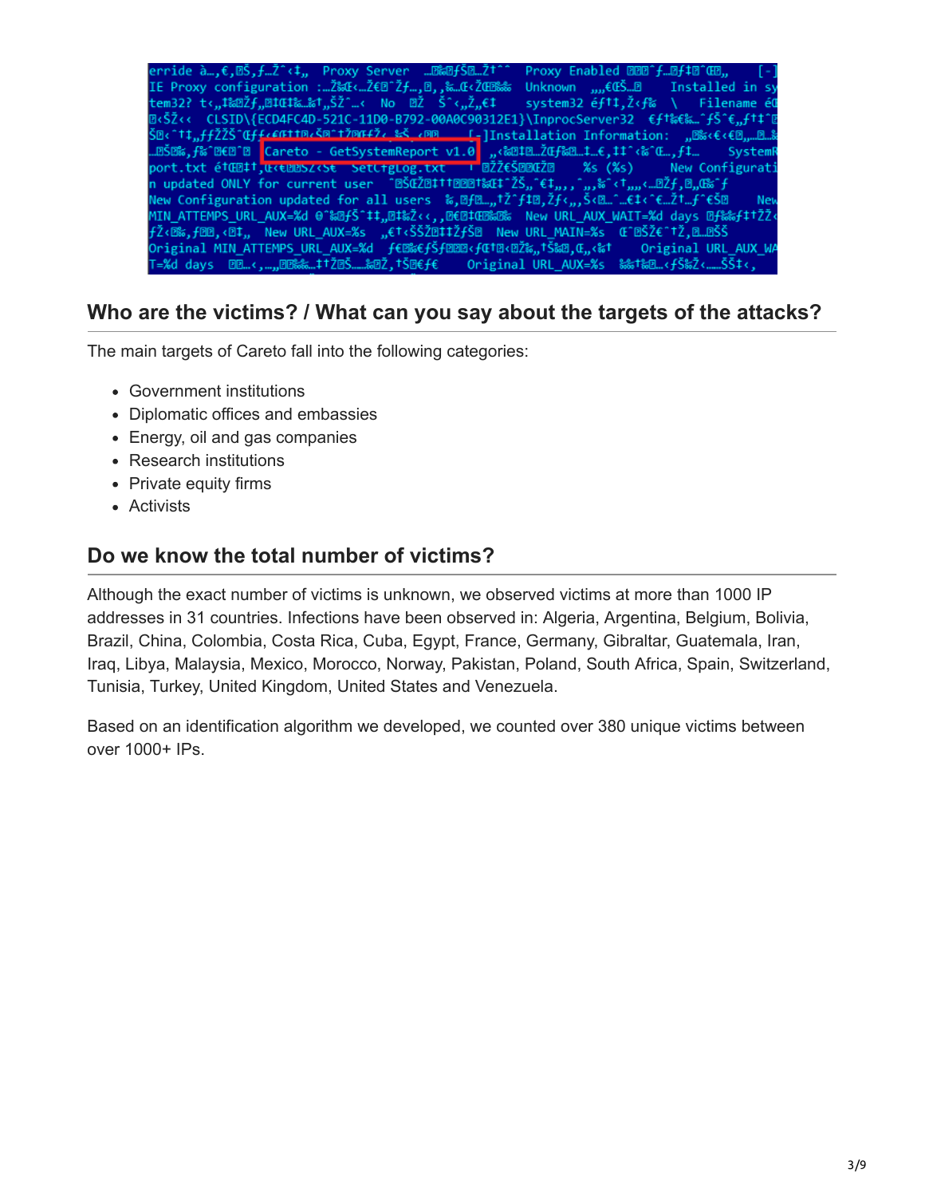## Who are the victims? / What can you say about the targets of the attacks?

The main targets of Careto fall into the following categories:

- Government institutions
- Diplomatic offices and embassies
- Energy, oil and gas companies
- Research institutions
- Private equity firms
- Activists

## Do we know the total number of victims?

Although the exact number of victims is unknown, we observed victims at more than 1000 IP addresses in 31 countries. Infections have been observed in: Algeria, Argentina, Belgium, Bolivia, Brazil, China, Colombia, Costa Rica, Cuba, Egypt, France, Germany, Gibraltar, Guatemala, Iran, Iraq, Libya, Malaysia, Mexico, Morocco, Norway, Pakistan, Poland, South Africa, Spain, Switzerland, Tunisia, Turkey, United Kingdom, United States and Venezuela.

Based on an identification algorithm we developed, we counted over 380 unique victims between over 1000+ IPs.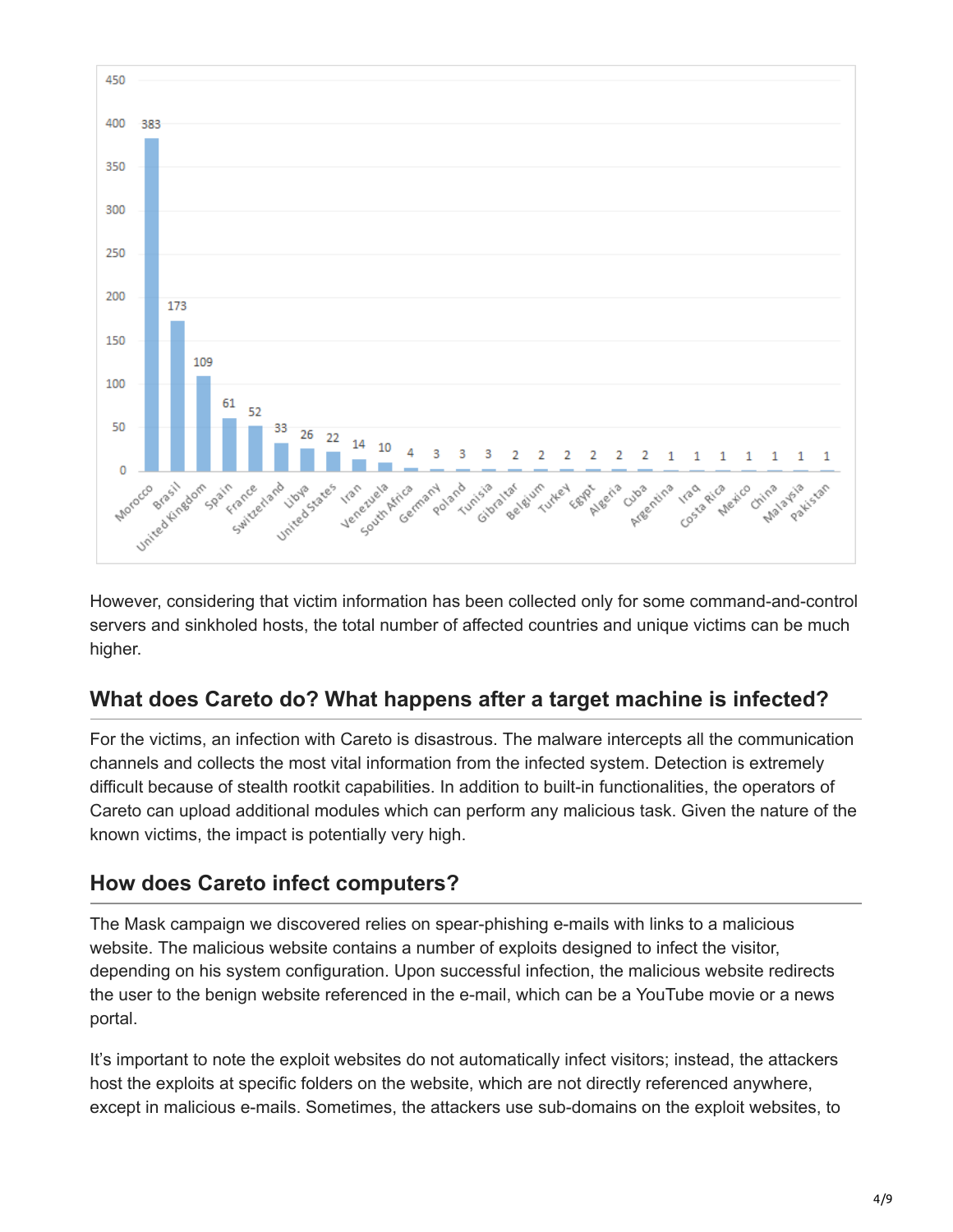| Country | Victims |
|---|---|
| Morocco | 383 |
| Brasil | 173 |
| United Kingdom | 109 |
| Spain | 61 |
| France | 52 |
| Switzerland | 33 |
| Libya | 26 |
| United States | 22 |
| Iran | 14 |
| Venezuela | 10 |
| South Africa | 4 |
| Germany | 3 |
| Poland | 3 |
| Tunisia | 3 |
| Gibraltar | 2 |
| Belgium | 2 |
| Turkey | 2 |
| Egypt | 2 |
| Algeria | 2 |
| Cuba | 2 |
| Argentina | 1 |
| Iraq | 1 |
| Costa Rica | 1 |
| Mexico | 1 |
| China | 1 |
| Malaysia | 1 |
| Pakistan | 1 |

However, considering that victim information has been collected only for some command-and-control servers and sinkholed hosts, the total number of affected countries and unique victims can be much higher.

## What does Careto do? What happens after a target machine is infected?

For the victims, an infection with Careto is disastrous. The malware intercepts all the communication channels and collects the most vital information from the infected system. Detection is extremely difficult because of stealth rootkit capabilities. In addition to built-in functionalities, the operators of Careto can upload additional modules which can perform any malicious task. Given the nature of the known victims, the impact is potentially very high.

## How does Careto infect computers?

The Mask campaign we discovered relies on spear-phishing e-mails with links to a malicious website. The malicious website contains a number of exploits designed to infect the visitor, depending on his system configuration. Upon successful infection, the malicious website redirects the user to the benign website referenced in the e-mail, which can be a YouTube movie or a news portal.

It's important to note the exploit websites do not automatically infect visitors; instead, the attackers host the exploits at specific folders on the website, which are not directly referenced anywhere, except in malicious e-mails. Sometimes, the attackers use sub-domains on the exploit websites, to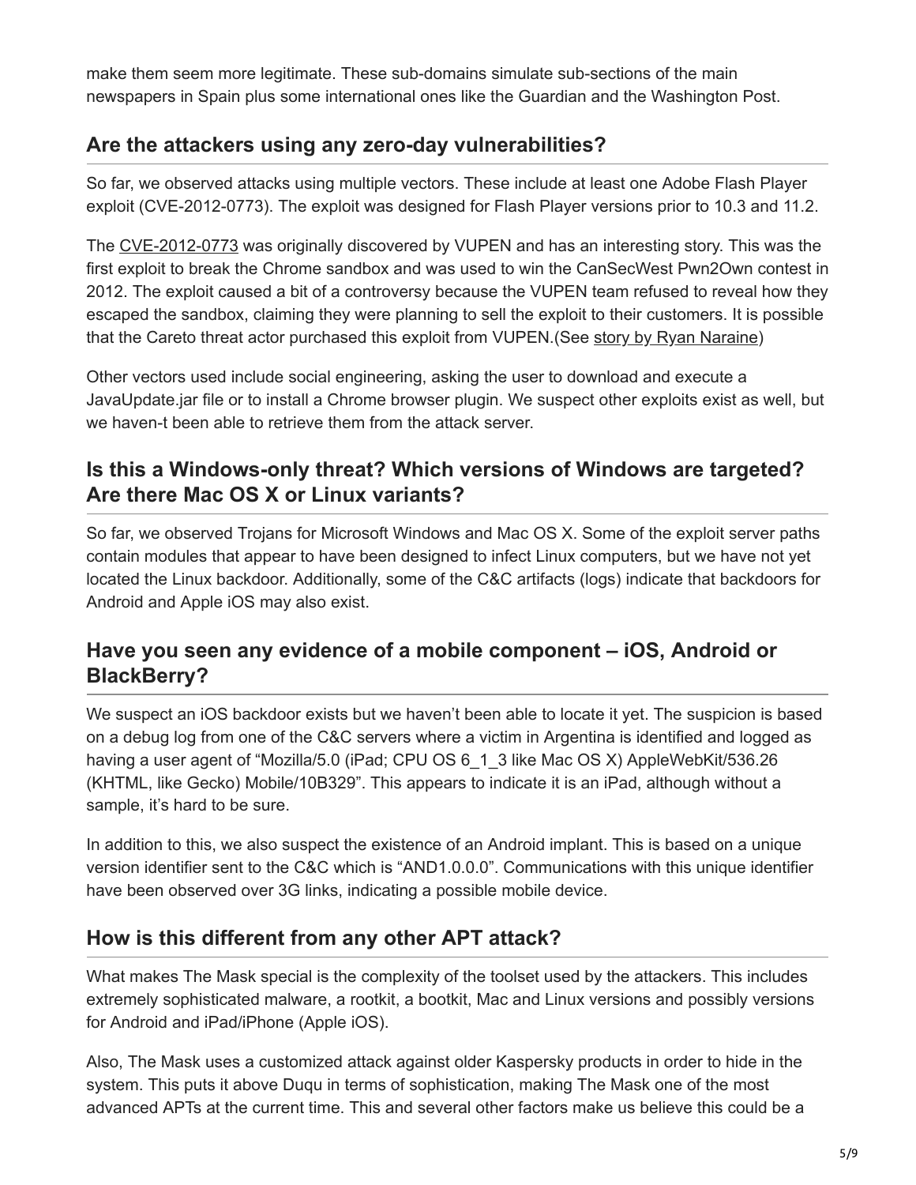make them seem more legitimate. These sub-domains simulate sub-sections of the main newspapers in Spain plus some international ones like the Guardian and the Washington Post.

## Are the attackers using any zero-day vulnerabilities?

So far, we observed attacks using multiple vectors. These include at least one Adobe Flash Player exploit (CVE-2012-0773). The exploit was designed for Flash Player versions prior to 10.3 and 11.2.

The CVE-2012-0773 was originally discovered by VUPEN and has an interesting story. This was the first exploit to break the Chrome sandbox and was used to win the CanSecWest Pwn2Own contest in 2012. The exploit caused a bit of a controversy because the VUPEN team refused to reveal how they escaped the sandbox, claiming they were planning to sell the exploit to their customers. It is possible that the Careto threat actor purchased this exploit from VUPEN.(See story by Ryan Naraine)

Other vectors used include social engineering, asking the user to download and execute a JavaUpdate.jar file or to install a Chrome browser plugin. We suspect other exploits exist as well, but we haven-t been able to retrieve them from the attack server.

## Is this a Windows-only threat? Which versions of Windows are targeted? Are there Mac OS X or Linux variants?

So far, we observed Trojans for Microsoft Windows and Mac OS X. Some of the exploit server paths contain modules that appear to have been designed to infect Linux computers, but we have not yet located the Linux backdoor. Additionally, some of the C&C artifacts (logs) indicate that backdoors for Android and Apple iOS may also exist.

## Have you seen any evidence of a mobile component – iOS, Android or BlackBerry?

We suspect an iOS backdoor exists but we haven't been able to locate it yet. The suspicion is based on a debug log from one of the C&C servers where a victim in Argentina is identified and logged as having a user agent of "Mozilla/5.0 (iPad; CPU OS 6_1_3 like Mac OS X) AppleWebKit/536.26 (KHTML, like Gecko) Mobile/10B329". This appears to indicate it is an iPad, although without a sample, it's hard to be sure.

In addition to this, we also suspect the existence of an Android implant. This is based on a unique version identifier sent to the C&C which is "AND1.0.0.0". Communications with this unique identifier have been observed over 3G links, indicating a possible mobile device.

## How is this different from any other APT attack?

What makes The Mask special is the complexity of the toolset used by the attackers. This includes extremely sophisticated malware, a rootkit, a bootkit, Mac and Linux versions and possibly versions for Android and iPad/iPhone (Apple iOS).

Also, The Mask uses a customized attack against older Kaspersky products in order to hide in the system. This puts it above Duqu in terms of sophistication, making The Mask one of the most advanced APTs at the current time. This and several other factors make us believe this could be a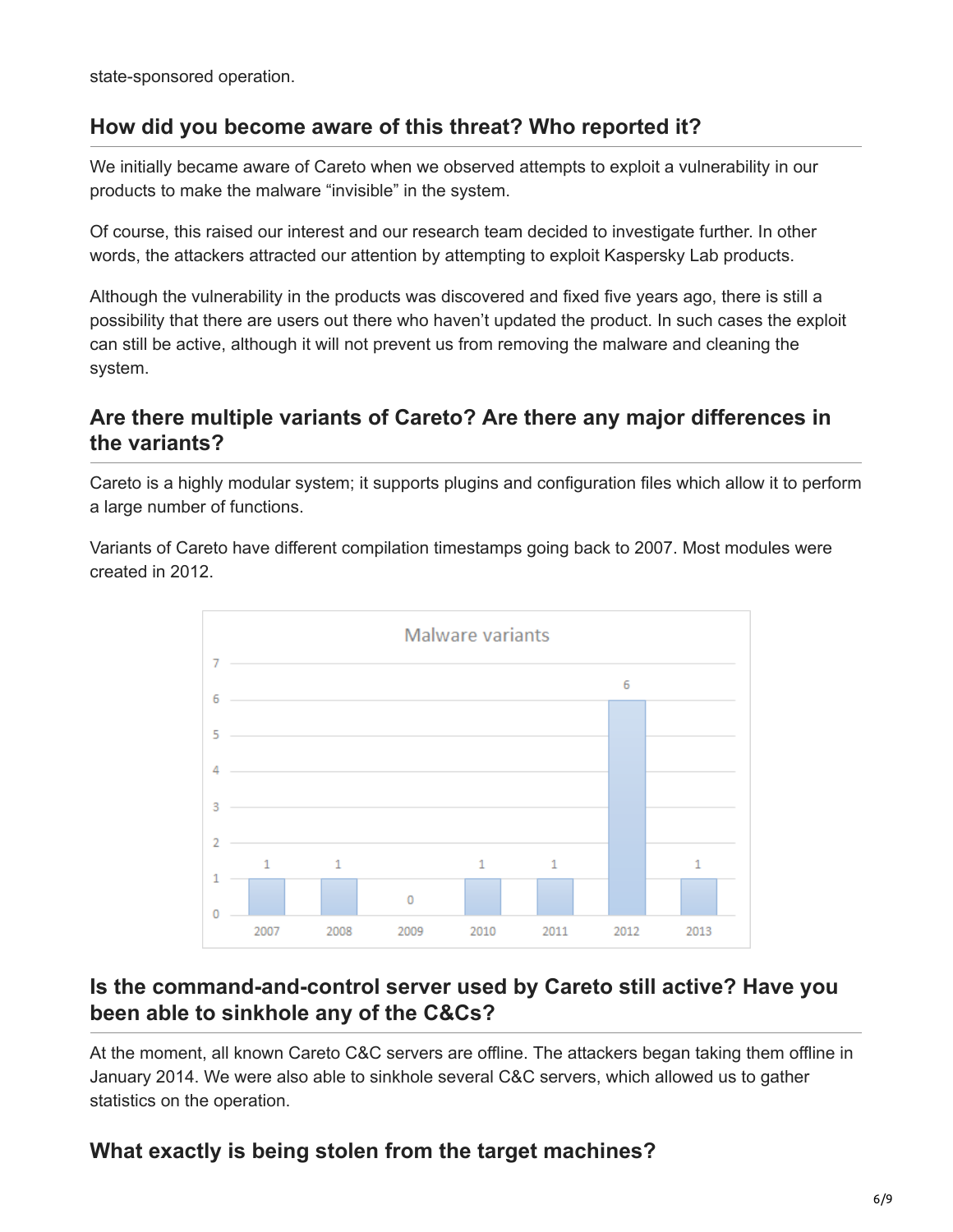state-sponsored operation.

## How did you become aware of this threat? Who reported it?

We initially became aware of Careto when we observed attempts to exploit a vulnerability in our products to make the malware “invisible” in the system.

Of course, this raised our interest and our research team decided to investigate further. In other words, the attackers attracted our attention by attempting to exploit Kaspersky Lab products.

Although the vulnerability in the products was discovered and fixed five years ago, there is still a possibility that there are users out there who haven’t updated the product. In such cases the exploit can still be active, although it will not prevent us from removing the malware and cleaning the system.

## Are there multiple variants of Careto? Are there any major differences in the variants?

Careto is a highly modular system; it supports plugins and configuration files which allow it to perform a large number of functions.

Variants of Careto have different compilation timestamps going back to 2007. Most modules were created in 2012.

**Malware variants**

| Year | Variants |
| --- | --- |
| 2007 | 1 |
| 2008 | 1 |
| 2009 | 0 |
| 2010 | 1 |
| 2011 | 1 |
| 2012 | 6 |
| 2013 | 1 |

## Is the command-and-control server used by Careto still active? Have you been able to sinkhole any of the C&Cs?

At the moment, all known Careto C&C servers are offline. The attackers began taking them offline in January 2014. We were also able to sinkhole several C&C servers, which allowed us to gather statistics on the operation.

## What exactly is being stolen from the target machines?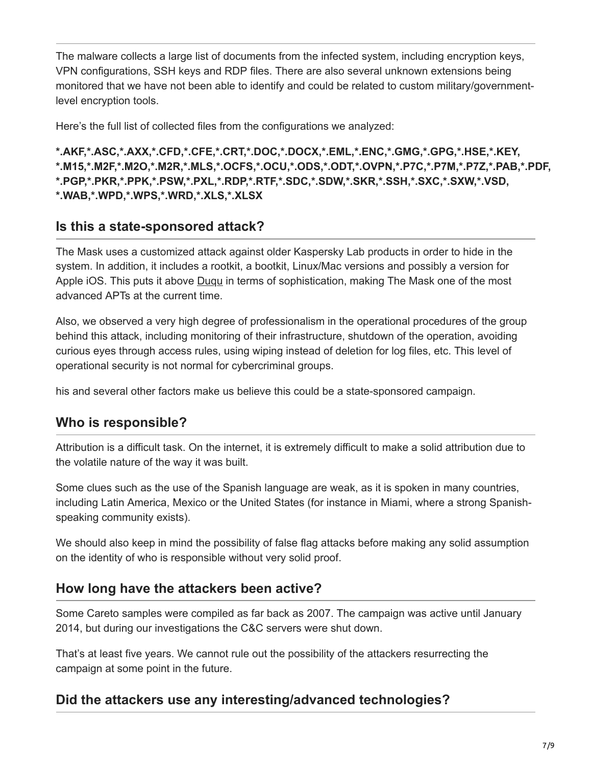The malware collects a large list of documents from the infected system, including encryption keys, VPN configurations, SSH keys and RDP files. There are also several unknown extensions being monitored that we have not been able to identify and could be related to custom military/government-level encryption tools.

Here's the full list of collected files from the configurations we analyzed:

**\*.AKF,\*.ASC,\*.AXX,\*.CFD,\*.CFE,\*.CRT,\*.DOC,\*.DOCX,\*.EML,\*.ENC,\*.GMG,\*.GPG,\*.HSE,\*.KEY, \*.M15,\*.M2F,\*.M2O,\*.M2R,\*.MLS,\*.OCFS,\*.OCU,\*.ODS,\*.ODT,\*.OVPN,\*.P7C,\*.P7M,\*.P7Z,\*.PAB,\*.PDF, \*.PGP,\*.PKR,\*.PPK,\*.PSW,\*.PXL,\*.RDP,\*.RTF,\*.SDC,\*.SDW,\*.SKR,\*.SSH,\*.SXC,\*.SXW,\*.VSD, \*.WAB,\*.WPD,\*.WPS,\*.WRD,\*.XLS,\*.XLSX**

## Is this a state-sponsored attack?

The Mask uses a customized attack against older Kaspersky Lab products in order to hide in the system. In addition, it includes a rootkit, a bootkit, Linux/Mac versions and possibly a version for Apple iOS. This puts it above Duqu in terms of sophistication, making The Mask one of the most advanced APTs at the current time.

Also, we observed a very high degree of professionalism in the operational procedures of the group behind this attack, including monitoring of their infrastructure, shutdown of the operation, avoiding curious eyes through access rules, using wiping instead of deletion for log files, etc. This level of operational security is not normal for cybercriminal groups.

his and several other factors make us believe this could be a state-sponsored campaign.

## Who is responsible?

Attribution is a difficult task. On the internet, it is extremely difficult to make a solid attribution due to the volatile nature of the way it was built.

Some clues such as the use of the Spanish language are weak, as it is spoken in many countries, including Latin America, Mexico or the United States (for instance in Miami, where a strong Spanish-speaking community exists).

We should also keep in mind the possibility of false flag attacks before making any solid assumption on the identity of who is responsible without very solid proof.

## How long have the attackers been active?

Some Careto samples were compiled as far back as 2007. The campaign was active until January 2014, but during our investigations the C&C servers were shut down.

That's at least five years. We cannot rule out the possibility of the attackers resurrecting the campaign at some point in the future.

## Did the attackers use any interesting/advanced technologies?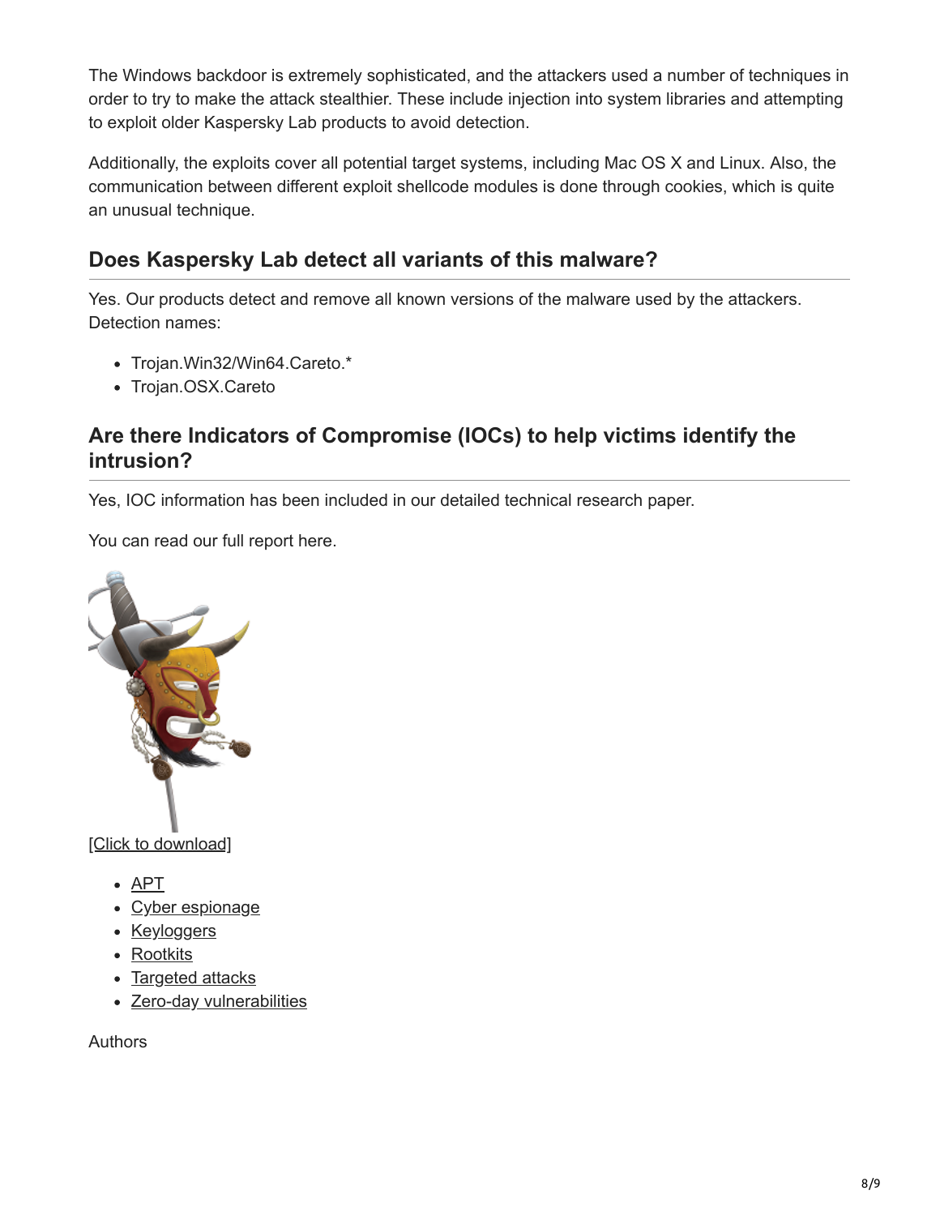The Windows backdoor is extremely sophisticated, and the attackers used a number of techniques in order to try to make the attack stealthier. These include injection into system libraries and attempting to exploit older Kaspersky Lab products to avoid detection.

Additionally, the exploits cover all potential target systems, including Mac OS X and Linux. Also, the communication between different exploit shellcode modules is done through cookies, which is quite an unusual technique.

## Does Kaspersky Lab detect all variants of this malware?

Yes. Our products detect and remove all known versions of the malware used by the attackers. Detection names:

- Trojan.Win32/Win64.Careto.*
- Trojan.OSX.Careto

## Are there Indicators of Compromise (IOCs) to help victims identify the intrusion?

Yes, IOC information has been included in our detailed technical research paper.

You can read our full report here.

[Click to download]

- APT
- Cyber espionage
- Keyloggers
- Rootkits
- Targeted attacks
- Zero-day vulnerabilities

Authors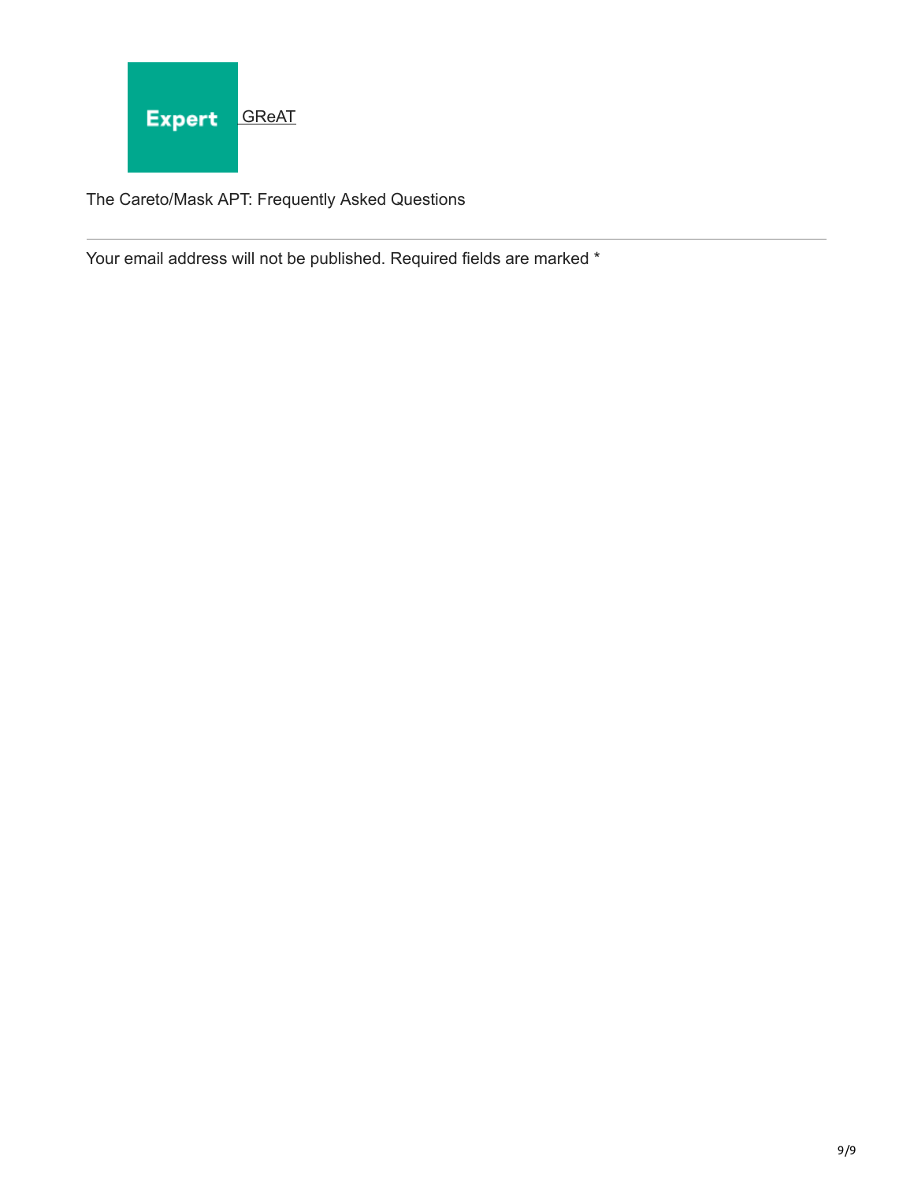Expert GReAT

The Careto/Mask APT: Frequently Asked Questions

---

Your email address will not be published. Required fields are marked *